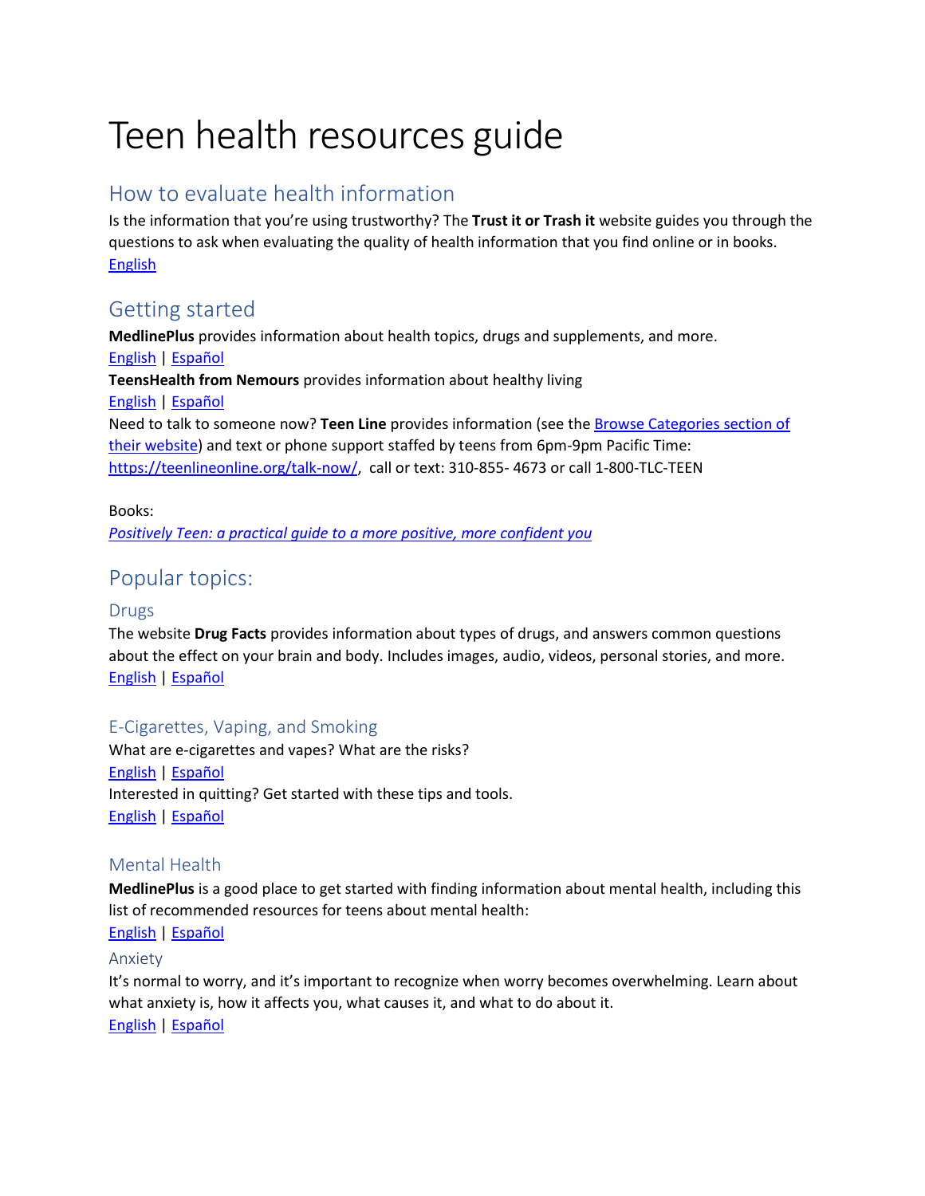# Teen health resources guide

## How to evaluate health information

Is the information that you're using trustworthy? The **Trust it or Trash it** website guides you through the questions to ask when evaluating the quality of health information that you find online or in books.
English

## Getting started

**MedlinePlus** provides information about health topics, drugs and supplements, and more.
English | Español

**TeensHealth from Nemours** provides information about healthy living
English | Español

Need to talk to someone now? **Teen Line** provides information (see the Browse Categories section of their website) and text or phone support staffed by teens from 6pm-9pm Pacific Time: https://teenlineonline.org/talk-now/, call or text: 310-855- 4673 or call 1-800-TLC-TEEN

Books:
*Positively Teen: a practical guide to a more positive, more confident you*

## Popular topics:

### Drugs

The website **Drug Facts** provides information about types of drugs, and answers common questions about the effect on your brain and body. Includes images, audio, videos, personal stories, and more.
English | Español

### E-Cigarettes, Vaping, and Smoking

What are e-cigarettes and vapes? What are the risks?
English | Español

Interested in quitting? Get started with these tips and tools.
English | Español

### Mental Health

**MedlinePlus** is a good place to get started with finding information about mental health, including this list of recommended resources for teens about mental health:
English | Español

#### Anxiety

It's normal to worry, and it's important to recognize when worry becomes overwhelming. Learn about what anxiety is, how it affects you, what causes it, and what to do about it.
English | Español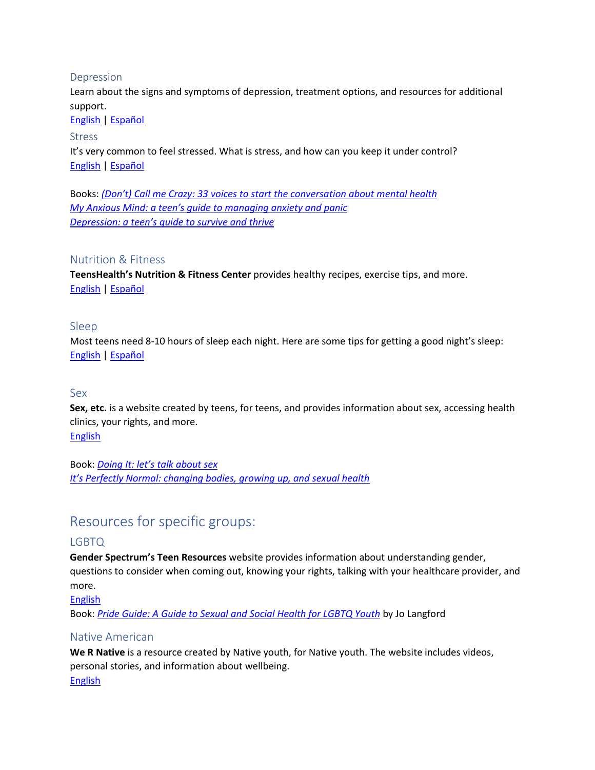### Depression

Learn about the signs and symptoms of depression, treatment options, and resources for additional support.

English | Español

### Stress

It's very common to feel stressed. What is stress, and how can you keep it under control?

English | Español

Books: *(Don't) Call me Crazy: 33 voices to start the conversation about mental health*

*My Anxious Mind: a teen's guide to managing anxiety and panic*

*Depression: a teen's guide to survive and thrive*

### Nutrition & Fitness

**TeensHealth's Nutrition & Fitness Center** provides healthy recipes, exercise tips, and more.

English | Español

### Sleep

Most teens need 8-10 hours of sleep each night. Here are some tips for getting a good night's sleep:

English | Español

### Sex

**Sex, etc.** is a website created by teens, for teens, and provides information about sex, accessing health clinics, your rights, and more.

English

Book: *Doing It: let's talk about sex*

*It's Perfectly Normal: changing bodies, growing up, and sexual health*

## Resources for specific groups:

### LGBTQ

**Gender Spectrum's Teen Resources** website provides information about understanding gender, questions to consider when coming out, knowing your rights, talking with your healthcare provider, and more.

English

Book: *Pride Guide: A Guide to Sexual and Social Health for LGBTQ Youth* by Jo Langford

### Native American

**We R Native** is a resource created by Native youth, for Native youth. The website includes videos, personal stories, and information about wellbeing.

English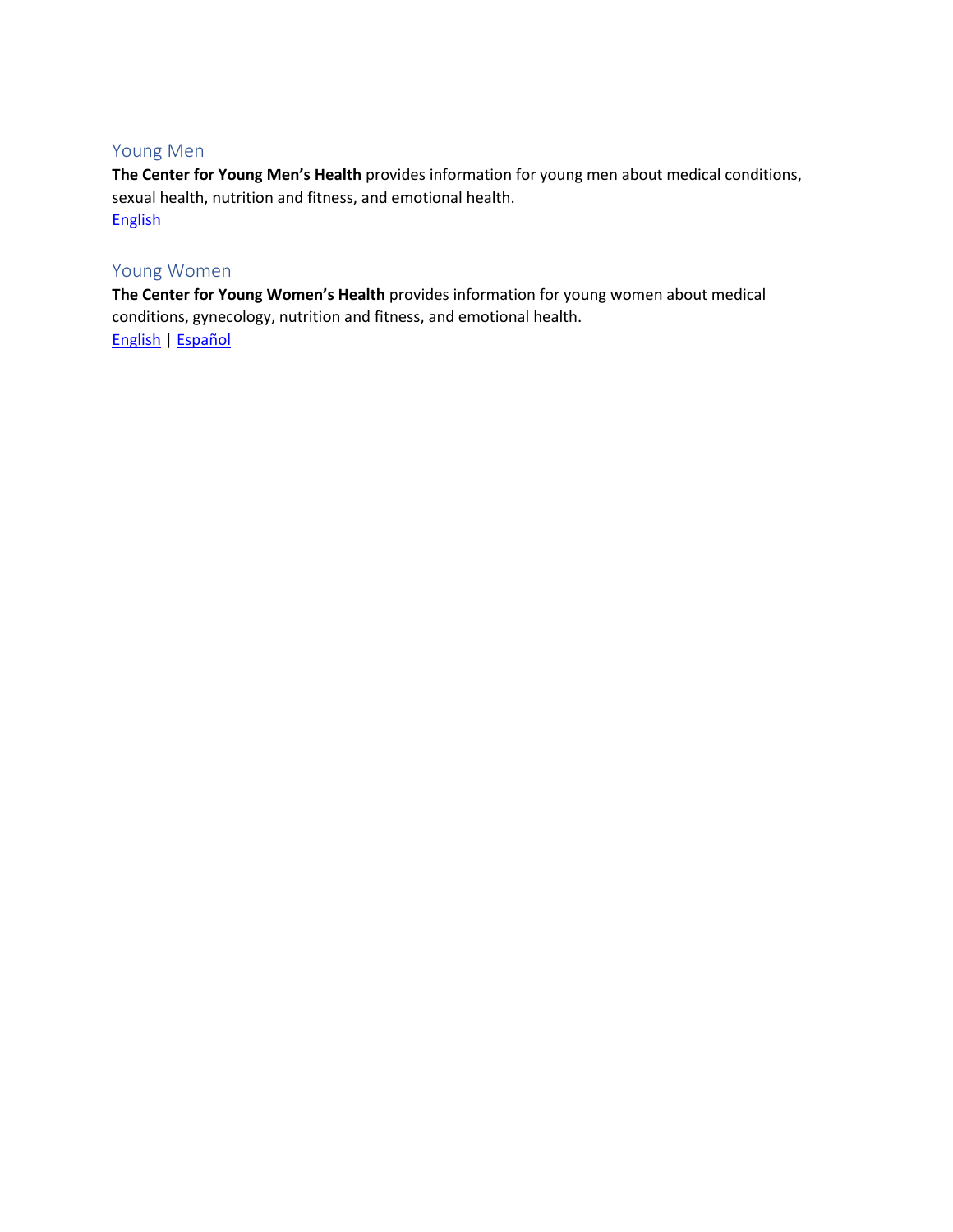## Young Men

**The Center for Young Men's Health** provides information for young men about medical conditions, sexual health, nutrition and fitness, and emotional health.
English

## Young Women

**The Center for Young Women's Health** provides information for young women about medical conditions, gynecology, nutrition and fitness, and emotional health.
English | Español